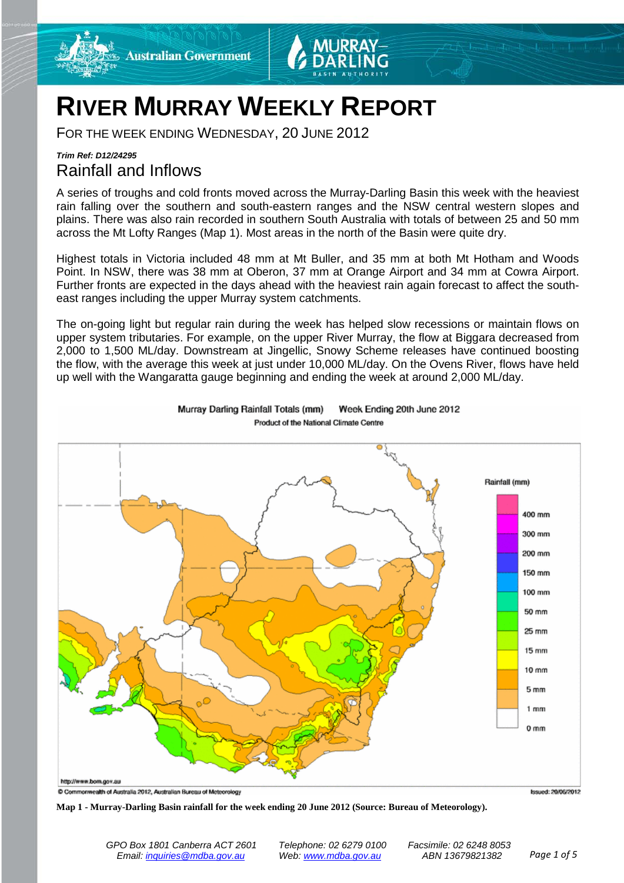# RIVER MURRAY WEEKLY REPORT

FOR THE WEEK ENDING WEDNESDAY, 20 JUNE 2012

***Trim Ref: D12/24295***

## Rainfall and Inflows

A series of troughs and cold fronts moved across the Murray-Darling Basin this week with the heaviest rain falling over the southern and south-eastern ranges and the NSW central western slopes and plains. There was also rain recorded in southern South Australia with totals of between 25 and 50 mm across the Mt Lofty Ranges (Map 1). Most areas in the north of the Basin were quite dry.

Highest totals in Victoria included 48 mm at Mt Buller, and 35 mm at both Mt Hotham and Woods Point. In NSW, there was 38 mm at Oberon, 37 mm at Orange Airport and 34 mm at Cowra Airport. Further fronts are expected in the days ahead with the heaviest rain again forecast to affect the south-east ranges including the upper Murray system catchments.

The on-going light but regular rain during the week has helped slow recessions or maintain flows on upper system tributaries. For example, on the upper River Murray, the flow at Biggara decreased from 2,000 to 1,500 ML/day. Downstream at Jingellic, Snowy Scheme releases have continued boosting the flow, with the average this week at just under 10,000 ML/day. On the Ovens River, flows have held up well with the Wangaratta gauge beginning and ending the week at around 2,000 ML/day.

**Map 1 - Murray-Darling Basin rainfall for the week ending 20 June 2012 (Source: Bureau of Meteorology).**

*GPO Box 1801 Canberra ACT 2601 Telephone: 02 6279 0100 Facsimile: 02 6248 8053*
*Email: inquiries@mdba.gov.au Web: www.mdba.gov.au ABN 13679821382*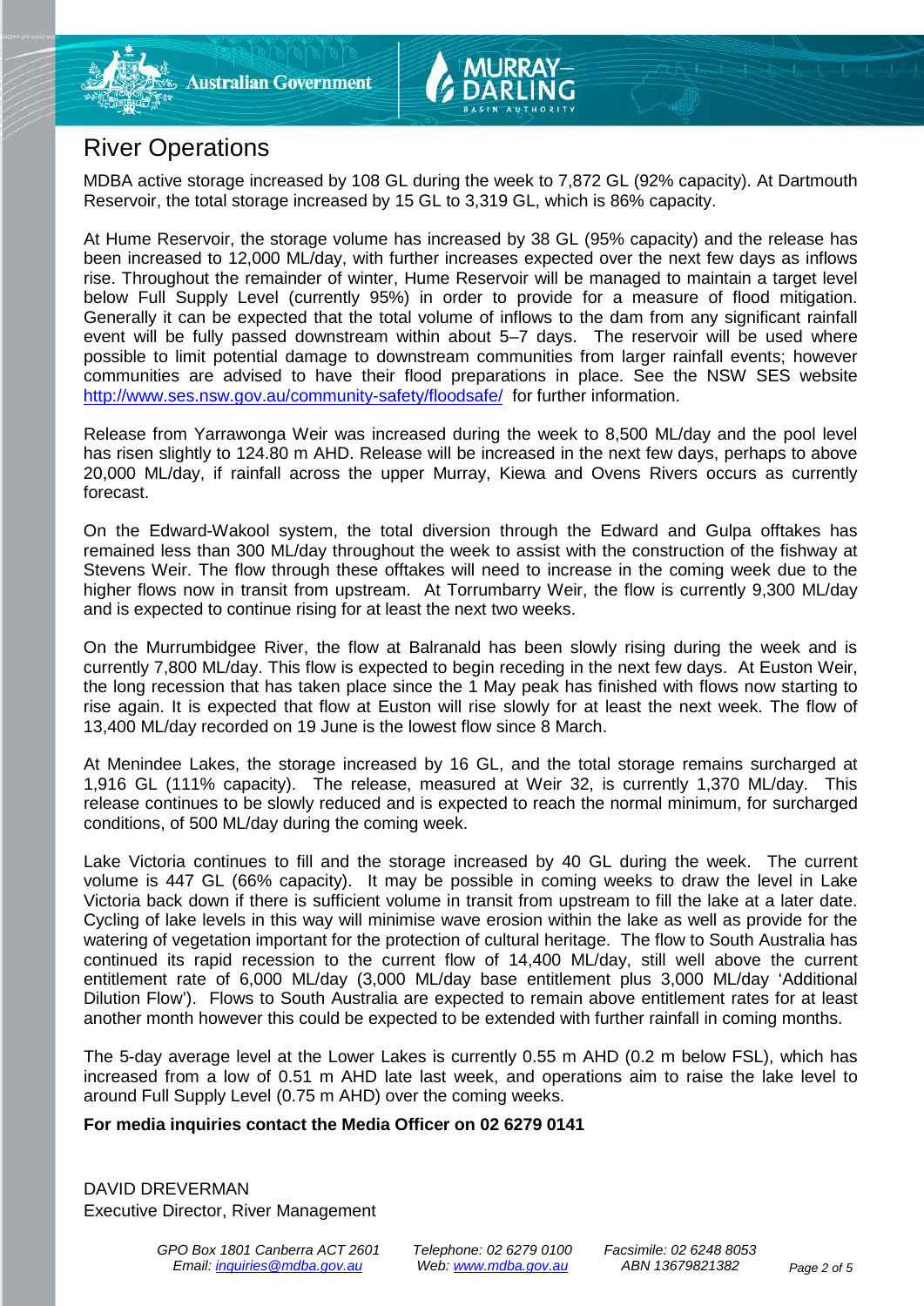# River Operations

MDBA active storage increased by 108 GL during the week to 7,872 GL (92% capacity). At Dartmouth Reservoir, the total storage increased by 15 GL to 3,319 GL, which is 86% capacity.

At Hume Reservoir, the storage volume has increased by 38 GL (95% capacity) and the release has been increased to 12,000 ML/day, with further increases expected over the next few days as inflows rise. Throughout the remainder of winter, Hume Reservoir will be managed to maintain a target level below Full Supply Level (currently 95%) in order to provide for a measure of flood mitigation. Generally it can be expected that the total volume of inflows to the dam from any significant rainfall event will be fully passed downstream within about 5–7 days. The reservoir will be used where possible to limit potential damage to downstream communities from larger rainfall events; however communities are advised to have their flood preparations in place. See the NSW SES website http://www.ses.nsw.gov.au/community-safety/floodsafe/ for further information.

Release from Yarrawonga Weir was increased during the week to 8,500 ML/day and the pool level has risen slightly to 124.80 m AHD. Release will be increased in the next few days, perhaps to above 20,000 ML/day, if rainfall across the upper Murray, Kiewa and Ovens Rivers occurs as currently forecast.

On the Edward-Wakool system, the total diversion through the Edward and Gulpa offtakes has remained less than 300 ML/day throughout the week to assist with the construction of the fishway at Stevens Weir. The flow through these offtakes will need to increase in the coming week due to the higher flows now in transit from upstream. At Torrumbarry Weir, the flow is currently 9,300 ML/day and is expected to continue rising for at least the next two weeks.

On the Murrumbidgee River, the flow at Balranald has been slowly rising during the week and is currently 7,800 ML/day. This flow is expected to begin receding in the next few days. At Euston Weir, the long recession that has taken place since the 1 May peak has finished with flows now starting to rise again. It is expected that flow at Euston will rise slowly for at least the next week. The flow of 13,400 ML/day recorded on 19 June is the lowest flow since 8 March.

At Menindee Lakes, the storage increased by 16 GL, and the total storage remains surcharged at 1,916 GL (111% capacity). The release, measured at Weir 32, is currently 1,370 ML/day. This release continues to be slowly reduced and is expected to reach the normal minimum, for surcharged conditions, of 500 ML/day during the coming week.

Lake Victoria continues to fill and the storage increased by 40 GL during the week. The current volume is 447 GL (66% capacity). It may be possible in coming weeks to draw the level in Lake Victoria back down if there is sufficient volume in transit from upstream to fill the lake at a later date. Cycling of lake levels in this way will minimise wave erosion within the lake as well as provide for the watering of vegetation important for the protection of cultural heritage. The flow to South Australia has continued its rapid recession to the current flow of 14,400 ML/day, still well above the current entitlement rate of 6,000 ML/day (3,000 ML/day base entitlement plus 3,000 ML/day 'Additional Dilution Flow'). Flows to South Australia are expected to remain above entitlement rates for at least another month however this could be expected to be extended with further rainfall in coming months.

The 5-day average level at the Lower Lakes is currently 0.55 m AHD (0.2 m below FSL), which has increased from a low of 0.51 m AHD late last week, and operations aim to raise the lake level to around Full Supply Level (0.75 m AHD) over the coming weeks.

**For media inquiries contact the Media Officer on 02 6279 0141**

DAVID DREVERMAN
Executive Director, River Management

*GPO Box 1801 Canberra ACT 2601* *Telephone: 02 6279 0100* *Facsimile: 02 6248 8053*
*Email: inquiries@mdba.gov.au* *Web: www.mdba.gov.au* *ABN 13679821382*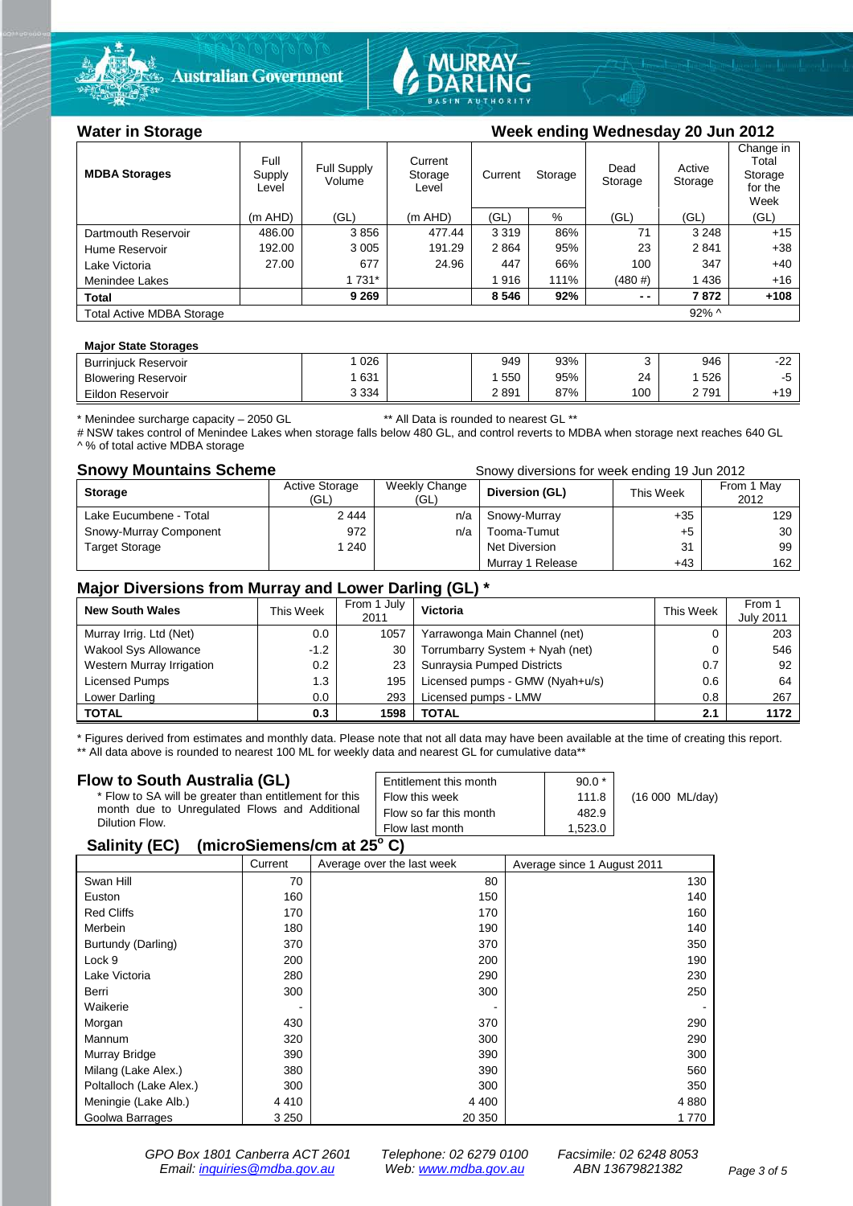## Water in Storage

**Week ending Wednesday 20 Jun 2012**

| MDBA Storages | Full Supply Level | Full Supply Volume | Current Storage Level | Current Storage | | Dead Storage | Active Storage | Change in Total Storage for the Week |
|---|---|---|---|---|---|---|---|---|
| | (m AHD) | (GL) | (m AHD) | (GL) | % | (GL) | (GL) | (GL) |
| Dartmouth Reservoir | 486.00 | 3 856 | 477.44 | 3 319 | 86% | 71 | 3 248 | +15 |
| Hume Reservoir | 192.00 | 3 005 | 191.29 | 2 864 | 95% | 23 | 2 841 | +38 |
| Lake Victoria | 27.00 | 677 | 24.96 | 447 | 66% | 100 | 347 | +40 |
| Menindee Lakes | | 1 731* | | 1 916 | 111% | (480 #) | 1 436 | +16 |
| **Total** | | **9 269** | | **8 546** | **92%** | **- -** | **7 872** | **+108** |
| Total Active MDBA Storage | | | | | | | 92% ^ | |

**Major State Storages**

| | | | | | | | | |
|---|---|---|---|---|---|---|---|---|
| Burrinjuck Reservoir | | 1 026 | | 949 | 93% | 3 | 946 | -22 |
| Blowering Reservoir | | 1 631 | | 1 550 | 95% | 24 | 1 526 | -5 |
| Eildon Reservoir | | 3 334 | | 2 891 | 87% | 100 | 2 791 | +19 |

\* Menindee surcharge capacity – 2050 GL ** All Data is rounded to nearest GL **

# NSW takes control of Menindee Lakes when storage falls below 480 GL, and control reverts to MDBA when storage next reaches 640 GL

^ % of total active MDBA storage

## Snowy Mountains Scheme

Snowy diversions for week ending 19 Jun 2012

| Storage | Active Storage (GL) | Weekly Change (GL) | Diversion (GL) | This Week | From 1 May 2012 |
|---|---|---|---|---|---|
| Lake Eucumbene - Total | 2 444 | n/a | Snowy-Murray | +35 | 129 |
| Snowy-Murray Component | 972 | n/a | Tooma-Tumut | +5 | 30 |
| Target Storage | 1 240 | | Net Diversion | 31 | 99 |
| | | | Murray 1 Release | +43 | 162 |

## Major Diversions from Murray and Lower Darling (GL) *

| New South Wales | This Week | From 1 July 2011 | Victoria | This Week | From 1 July 2011 |
|---|---|---|---|---|---|
| Murray Irrig. Ltd (Net) | 0.0 | 1057 | Yarrawonga Main Channel (net) | 0 | 203 |
| Wakool Sys Allowance | -1.2 | 30 | Torrumbarry System + Nyah (net) | 0 | 546 |
| Western Murray Irrigation | 0.2 | 23 | Sunraysia Pumped Districts | 0.7 | 92 |
| Licensed Pumps | 1.3 | 195 | Licensed pumps - GMW (Nyah+u/s) | 0.6 | 64 |
| Lower Darling | 0.0 | 293 | Licensed pumps - LMW | 0.8 | 267 |
| **TOTAL** | **0.3** | **1598** | **TOTAL** | **2.1** | **1172** |

\* Figures derived from estimates and monthly data. Please note that not all data may have been available at the time of creating this report.

** All data above is rounded to nearest 100 ML for weekly data and nearest GL for cumulative data**

## Flow to South Australia (GL)

\* Flow to SA will be greater than entitlement for this month due to Unregulated Flows and Additional Dilution Flow.

| | | |
|---|---|---|
| Entitlement this month | 90.0 * | |
| Flow this week | 111.8 | (16 000 ML/day) |
| Flow so far this month | 482.9 | |
| Flow last month | 1,523.0 | |

## Salinity (EC) (microSiemens/cm at 25° C)

| | Current | Average over the last week | Average since 1 August 2011 |
|---|---|---|---|
| Swan Hill | 70 | 80 | 130 |
| Euston | 160 | 150 | 140 |
| Red Cliffs | 170 | 170 | 160 |
| Merbein | 180 | 190 | 140 |
| Burtundy (Darling) | 370 | 370 | 350 |
| Lock 9 | 200 | 200 | 190 |
| Lake Victoria | 280 | 290 | 230 |
| Berri | 300 | 300 | 250 |
| Waikerie | - | - | - |
| Morgan | 430 | 370 | 290 |
| Mannum | 320 | 300 | 290 |
| Murray Bridge | 390 | 390 | 300 |
| Milang (Lake Alex.) | 380 | 390 | 560 |
| Poltalloch (Lake Alex.) | 300 | 300 | 350 |
| Meningie (Lake Alb.) | 4 410 | 4 400 | 4 880 |
| Goolwa Barrages | 3 250 | 20 350 | 1 770 |

GPO Box 1801 Canberra ACT 2601 Telephone: 02 6279 0100 Facsimile: 02 6248 8053
Email: inquiries@mdba.gov.au Web: www.mdba.gov.au ABN 13679821382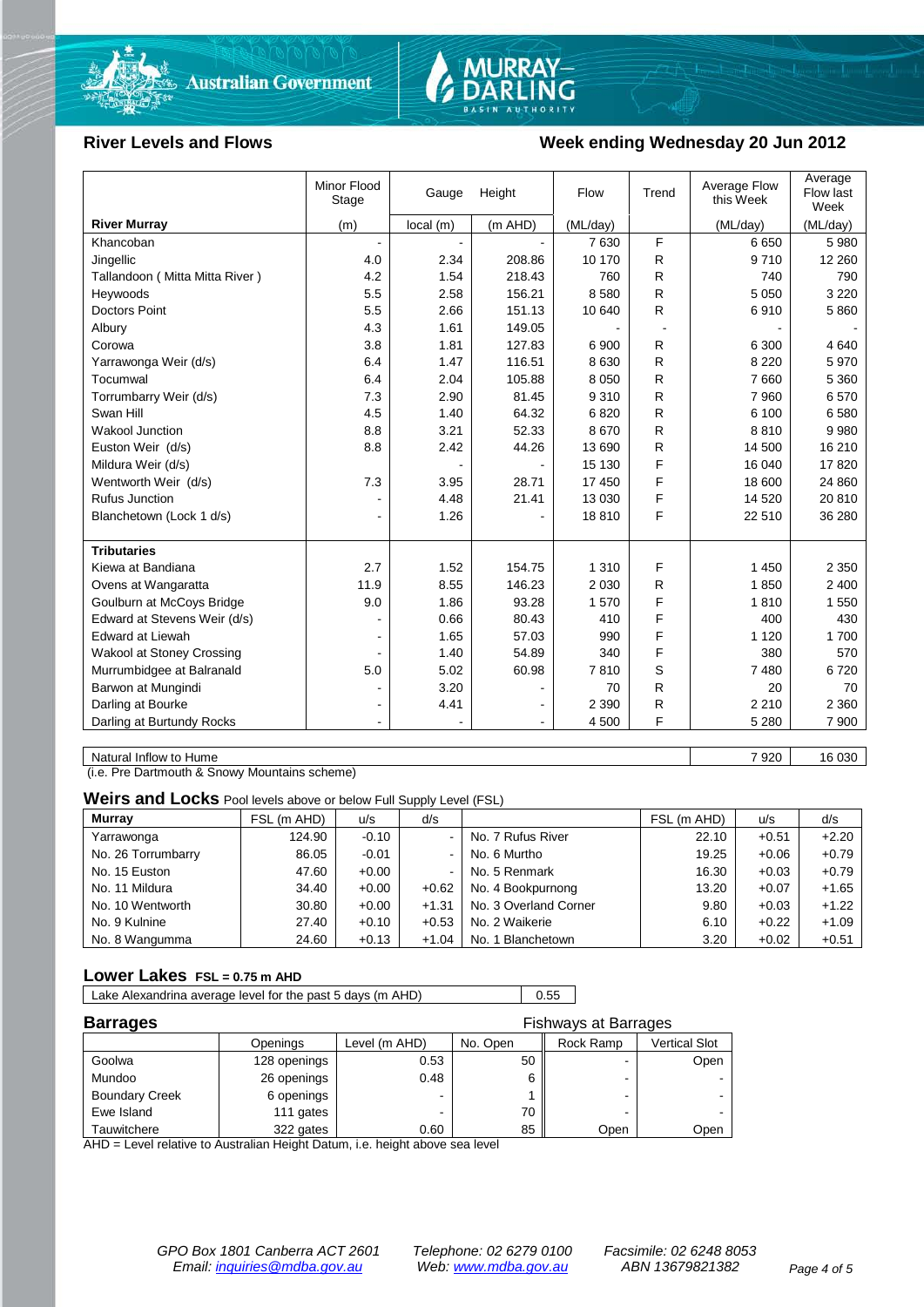## River Levels and Flows

## Week ending Wednesday 20 Jun 2012

| River Murray | Minor Flood Stage (m) | Gauge Height local (m) | Gauge Height (m AHD) | Flow (ML/day) | Trend | Average Flow this Week (ML/day) | Average Flow last Week (ML/day) |
|---|---|---|---|---|---|---|---|
| Khancoban | - | - | - | 7 630 | F | 6 650 | 5 980 |
| Jingellic | 4.0 | 2.34 | 208.86 | 10 170 | R | 9 710 | 12 260 |
| Tallandoon ( Mitta Mitta River ) | 4.2 | 1.54 | 218.43 | 760 | R | 740 | 790 |
| Heywoods | 5.5 | 2.58 | 156.21 | 8 580 | R | 5 050 | 3 220 |
| Doctors Point | 5.5 | 2.66 | 151.13 | 10 640 | R | 6 910 | 5 860 |
| Albury | 4.3 | 1.61 | 149.05 | - | - | - | - |
| Corowa | 3.8 | 1.81 | 127.83 | 6 900 | R | 6 300 | 4 640 |
| Yarrawonga Weir (d/s) | 6.4 | 1.47 | 116.51 | 8 630 | R | 8 220 | 5 970 |
| Tocumwal | 6.4 | 2.04 | 105.88 | 8 050 | R | 7 660 | 5 360 |
| Torrumbarry Weir (d/s) | 7.3 | 2.90 | 81.45 | 9 310 | R | 7 960 | 6 570 |
| Swan Hill | 4.5 | 1.40 | 64.32 | 6 820 | R | 6 100 | 6 580 |
| Wakool Junction | 8.8 | 3.21 | 52.33 | 8 670 | R | 8 810 | 9 980 |
| Euston Weir (d/s) | 8.8 | 2.42 | 44.26 | 13 690 | R | 14 500 | 16 210 |
| Mildura Weir (d/s) | | - | - | 15 130 | F | 16 040 | 17 820 |
| Wentworth Weir (d/s) | 7.3 | 3.95 | 28.71 | 17 450 | F | 18 600 | 24 860 |
| Rufus Junction | - | 4.48 | 21.41 | 13 030 | F | 14 520 | 20 810 |
| Blanchetown (Lock 1 d/s) | - | 1.26 | - | 18 810 | F | 22 510 | 36 280 |
| **Tributaries** | | | | | | | |
| Kiewa at Bandiana | 2.7 | 1.52 | 154.75 | 1 310 | F | 1 450 | 2 350 |
| Ovens at Wangaratta | 11.9 | 8.55 | 146.23 | 2 030 | R | 1 850 | 2 400 |
| Goulburn at McCoys Bridge | 9.0 | 1.86 | 93.28 | 1 570 | F | 1 810 | 1 550 |
| Edward at Stevens Weir (d/s) | - | 0.66 | 80.43 | 410 | F | 400 | 430 |
| Edward at Liewah | - | 1.65 | 57.03 | 990 | F | 1 120 | 1 700 |
| Wakool at Stoney Crossing | - | 1.40 | 54.89 | 340 | F | 380 | 570 |
| Murrumbidgee at Balranald | 5.0 | 5.02 | 60.98 | 7 810 | S | 7 480 | 6 720 |
| Barwon at Mungindi | - | 3.20 | - | 70 | R | 20 | 70 |
| Darling at Bourke | - | 4.41 | - | 2 390 | R | 2 210 | 2 360 |
| Darling at Burtundy Rocks | - | - | - | 4 500 | F | 5 280 | 7 900 |

| Natural Inflow to Hume | 7 920 | 16 030 |
|---|---|---|

(i.e. Pre Dartmouth & Snowy Mountains scheme)

### Weirs and Locks
Pool levels above or below Full Supply Level (FSL)

| Murray | FSL (m AHD) | u/s | d/s | | FSL (m AHD) | u/s | d/s |
|---|---|---|---|---|---|---|---|
| Yarrawonga | 124.90 | -0.10 | - | No. 7 Rufus River | 22.10 | +0.51 | +2.20 |
| No. 26 Torrumbarry | 86.05 | -0.01 | - | No. 6 Murtho | 19.25 | +0.06 | +0.79 |
| No. 15 Euston | 47.60 | +0.00 | - | No. 5 Renmark | 16.30 | +0.03 | +0.79 |
| No. 11 Mildura | 34.40 | +0.00 | +0.62 | No. 4 Bookpurnong | 13.20 | +0.07 | +1.65 |
| No. 10 Wentworth | 30.80 | +0.00 | +1.31 | No. 3 Overland Corner | 9.80 | +0.03 | +1.22 |
| No. 9 Kulnine | 27.40 | +0.10 | +0.53 | No. 2 Waikerie | 6.10 | +0.22 | +1.09 |
| No. 8 Wangumma | 24.60 | +0.13 | +1.04 | No. 1 Blanchetown | 3.20 | +0.02 | +0.51 |

### Lower Lakes FSL = 0.75 m AHD

| Lake Alexandrina average level for the past 5 days (m AHD) | 0.55 |
|---|---|

### Barrages

| | Openings | Level (m AHD) | No. Open | Fishways at Barrages: Rock Ramp | Fishways at Barrages: Vertical Slot |
|---|---|---|---|---|---|
| Goolwa | 128 openings | 0.53 | 50 | - | Open |
| Mundoo | 26 openings | 0.48 | 6 | - | - |
| Boundary Creek | 6 openings | - | 1 | - | - |
| Ewe Island | 111 gates | - | 70 | - | - |
| Tauwitchere | 322 gates | 0.60 | 85 | Open | Open |

AHD = Level relative to Australian Height Datum, i.e. height above sea level

*GPO Box 1801 Canberra ACT 2601* *Telephone: 02 6279 0100* *Facsimile: 02 6248 8053*
*Email: inquiries@mdba.gov.au* *Web: www.mdba.gov.au* *ABN 13679821382*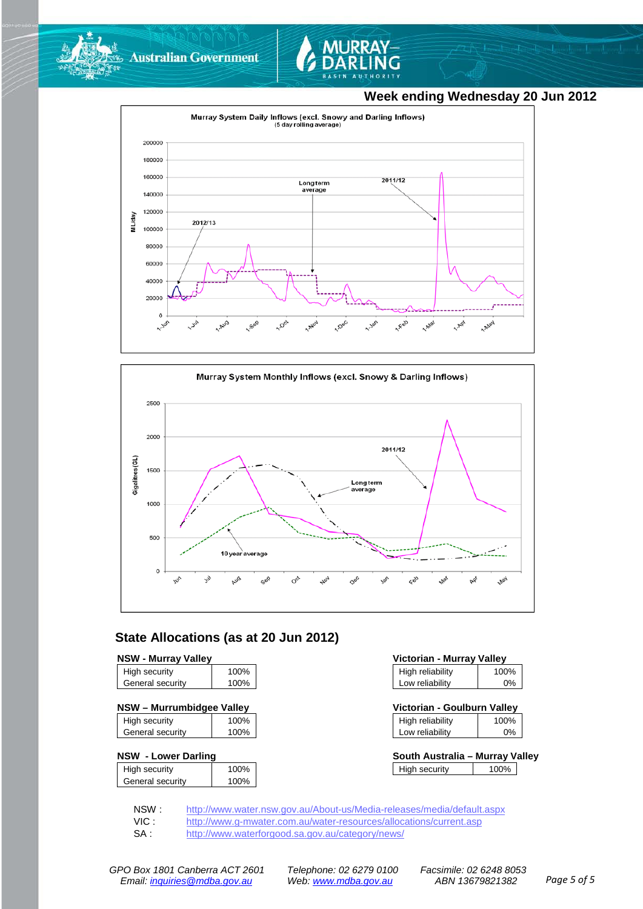**Week ending Wednesday 20 Jun 2012**

Murray System Daily Inflows (excl. Snowy and Darling Inflows)
(5 day rolling average)

ML/day

200000
180000
160000
140000
120000
100000
80000
60000
40000
20000
0

1-Jun 1-Jul 1-Aug 1-Sep 1-Oct 1-Nov 1-Dec 1-Jan 1-Feb 1-Mar 1-Apr 1-May

2012/13
Long term average
2011/12

Murray System Monthly Inflows (excl. Snowy & Darling Inflows)

Gigalitres (GL)

2500
2000
1500
1000
500
0

Jun Jul Aug Sep Oct Nov Dec Jan Feb Mar Apr May

2011/12
Long term average
10 year average

## State Allocations (as at 20 Jun 2012)

**NSW - Murray Valley**

| | |
|---|---|
| High security | 100% |
| General security | 100% |

**NSW – Murrumbidgee Valley**

| | |
|---|---|
| High security | 100% |
| General security | 100% |

**NSW - Lower Darling**

| | |
|---|---|
| High security | 100% |
| General security | 100% |

**Victorian - Murray Valley**

| | |
|---|---|
| High reliability | 100% |
| Low reliability | 0% |

**Victorian - Goulburn Valley**

| | |
|---|---|
| High reliability | 100% |
| Low reliability | 0% |

**South Australia – Murray Valley**

| | |
|---|---|
| High security | 100% |

NSW : http://www.water.nsw.gov.au/About-us/Media-releases/media/default.aspx
VIC : http://www.g-mwater.com.au/water-resources/allocations/current.asp
SA : http://www.waterforgood.sa.gov.au/category/news/

*GPO Box 1801 Canberra ACT 2601 Telephone: 02 6279 0100 Facsimile: 02 6248 8053*
*Email: inquiries@mdba.gov.au Web: www.mdba.gov.au ABN 13679821382*